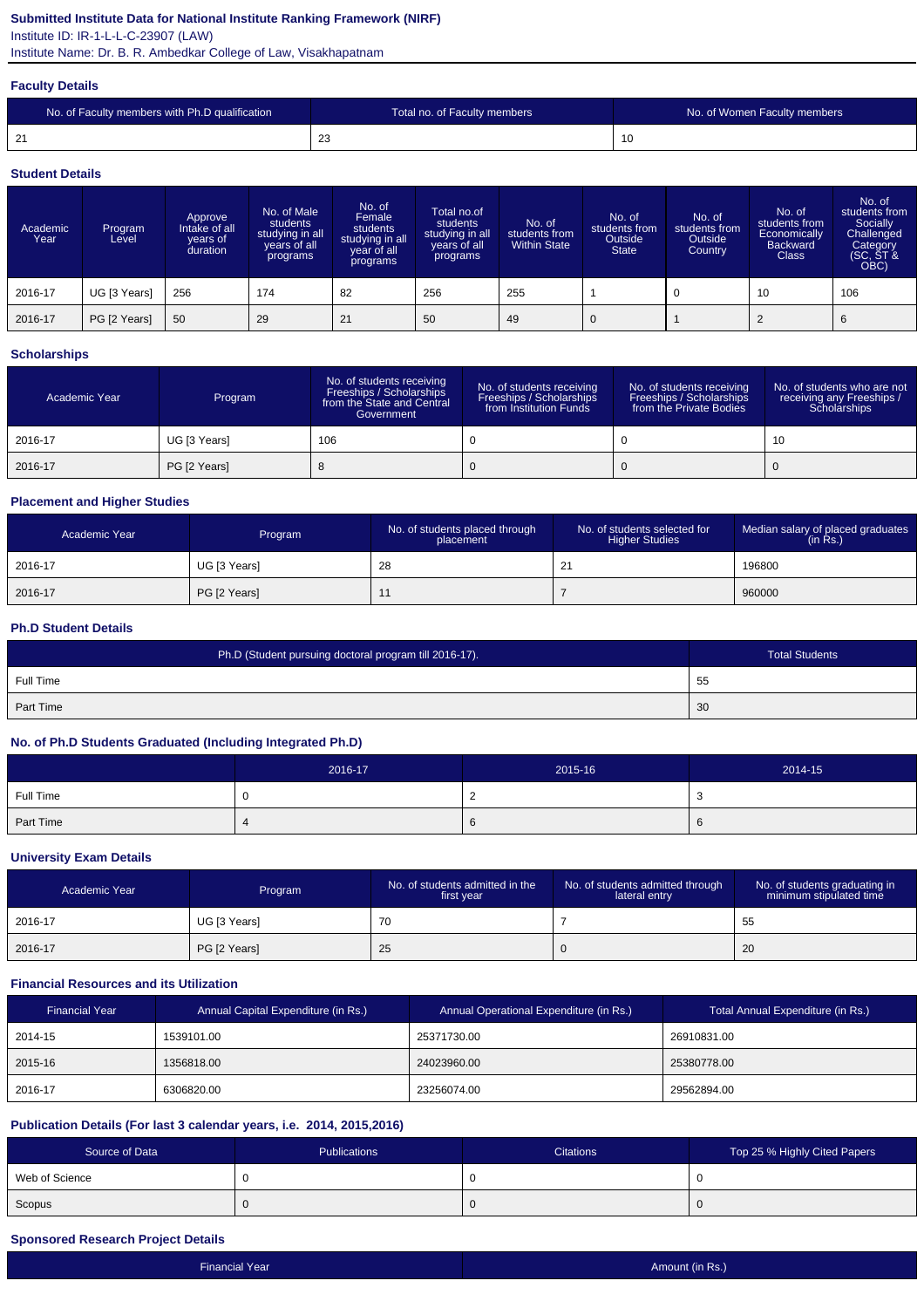**Submitted Institute Data for National Institute Ranking Framework (NIRF)**

Institute ID: IR-1-L-L-C-23907 (LAW)

Institute Name: Dr. B. R. Ambedkar College of Law, Visakhapatnam

### Faculty Details

| No. of Faculty members with Ph.D qualification | Total no. of Faculty members | No. of Women Faculty members |
|---|---|---|
| 21 | 23 | 10 |

### Student Details

| Academic Year | Program Level | Approve Intake of all years of duration | No. of Male students studying in all years of all programs | No. of Female students studying in all year of all programs | Total no.of students studying in all years of all programs | No. of students from Within State | No. of students from Outside State | No. of students from Outside Country | No. of students from Economically Backward Class | No. of students from Socially Challenged Category (SC, ST & OBC) |
|---|---|---|---|---|---|---|---|---|---|---|
| 2016-17 | UG [3 Years] | 256 | 174 | 82 | 256 | 255 | 1 | 0 | 10 | 106 |
| 2016-17 | PG [2 Years] | 50 | 29 | 21 | 50 | 49 | 0 | 1 | 2 | 6 |

### Scholarships

| Academic Year | Program | No. of students receiving Freeships / Scholarships from the State and Central Government | No. of students receiving Freeships / Scholarships from Institution Funds | No. of students receiving Freeships / Scholarships from the Private Bodies | No. of students who are not receiving any Freeships / Scholarships |
|---|---|---|---|---|---|
| 2016-17 | UG [3 Years] | 106 | 0 | 0 | 10 |
| 2016-17 | PG [2 Years] | 8 | 0 | 0 | 0 |

### Placement and Higher Studies

| Academic Year | Program | No. of students placed through placement | No. of students selected for Higher Studies | Median salary of placed graduates (in Rs.) |
|---|---|---|---|---|
| 2016-17 | UG [3 Years] | 28 | 21 | 196800 |
| 2016-17 | PG [2 Years] | 11 | 7 | 960000 |

### Ph.D Student Details

| Ph.D (Student pursuing doctoral program till 2016-17). | Total Students |
|---|---|
| Full Time | 55 |
| Part Time | 30 |

### No. of Ph.D Students Graduated (Including Integrated Ph.D)

| | 2016-17 | 2015-16 | 2014-15 |
|---|---|---|---|
| Full Time | 0 | 2 | 3 |
| Part Time | 4 | 6 | 6 |

### University Exam Details

| Academic Year | Program | No. of students admitted in the first year | No. of students admitted through lateral entry | No. of students graduating in minimum stipulated time |
|---|---|---|---|---|
| 2016-17 | UG [3 Years] | 70 | 7 | 55 |
| 2016-17 | PG [2 Years] | 25 | 0 | 20 |

### Financial Resources and its Utilization

| Financial Year | Annual Capital Expenditure (in Rs.) | Annual Operational Expenditure (in Rs.) | Total Annual Expenditure (in Rs.) |
|---|---|---|---|
| 2014-15 | 1539101.00 | 25371730.00 | 26910831.00 |
| 2015-16 | 1356818.00 | 24023960.00 | 25380778.00 |
| 2016-17 | 6306820.00 | 23256074.00 | 29562894.00 |

### Publication Details (For last 3 calendar years, i.e. 2014, 2015,2016)

| Source of Data | Publications | Citations | Top 25 % Highly Cited Papers |
|---|---|---|---|
| Web of Science | 0 | 0 | 0 |
| Scopus | 0 | 0 | 0 |

### Sponsored Research Project Details

| Financial Year | Amount (in Rs.) |
|---|---|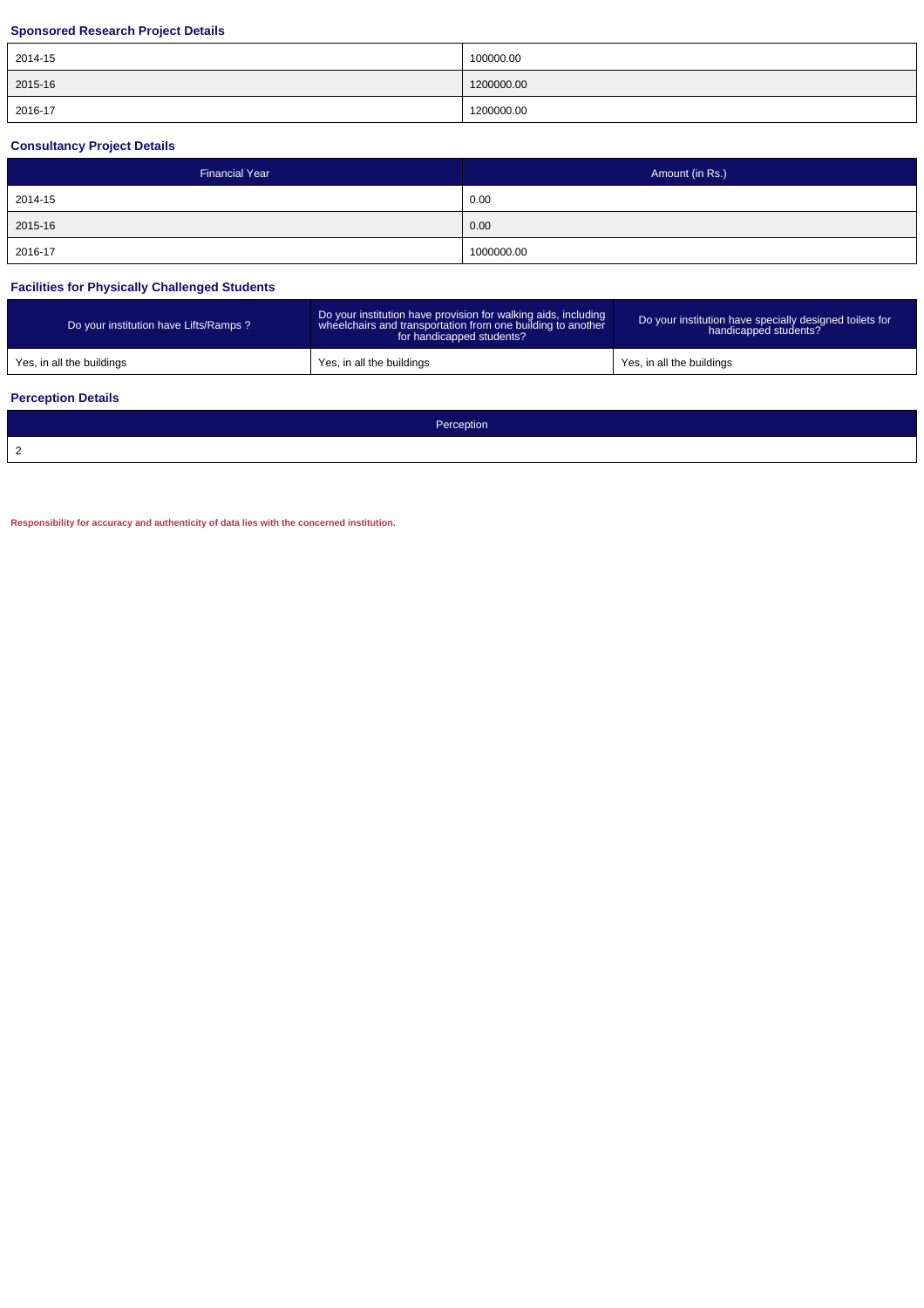### Sponsored Research Project Details

| | |
|---|---|
| 2014-15 | 100000.00 |
| 2015-16 | 1200000.00 |
| 2016-17 | 1200000.00 |

### Consultancy Project Details

| Financial Year | Amount (in Rs.) |
|---|---|
| 2014-15 | 0.00 |
| 2015-16 | 0.00 |
| 2016-17 | 1000000.00 |

### Facilities for Physically Challenged Students

| Do your institution have Lifts/Ramps ? | Do your institution have provision for walking aids, including wheelchairs and transportation from one building to another for handicapped students? | Do your institution have specially designed toilets for handicapped students? |
|---|---|---|
| Yes, in all the buildings | Yes, in all the buildings | Yes, in all the buildings |

### Perception Details

| Perception |
|---|
| 2 |

**Responsibility for accuracy and authenticity of data lies with the concerned institution.**